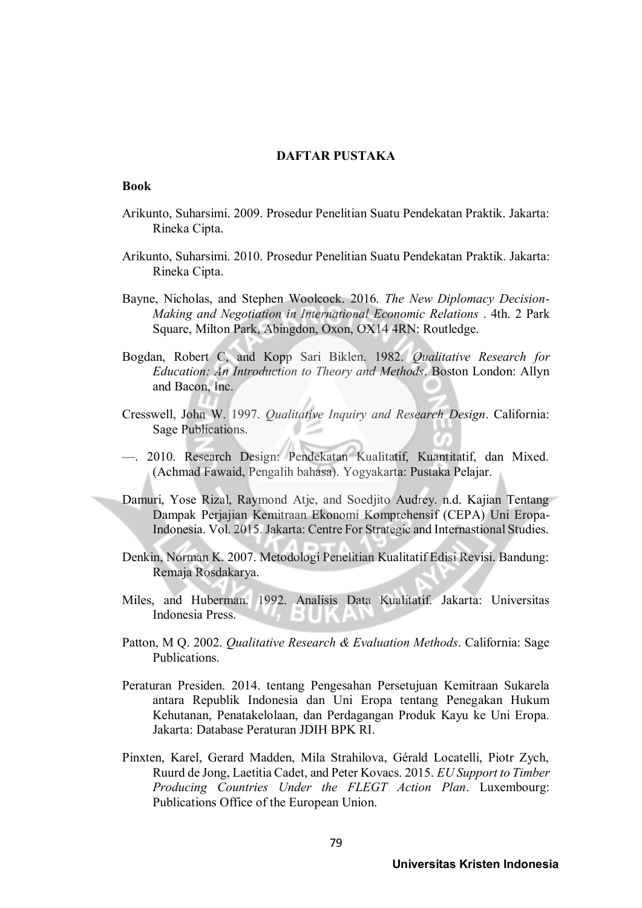# DAFTAR PUSTAKA

## Book

Arikunto, Suharsimi. 2009. Prosedur Penelitian Suatu Pendekatan Praktik. Jakarta: Rineka Cipta.

Arikunto, Suharsimi. 2010. Prosedur Penelitian Suatu Pendekatan Praktik. Jakarta: Rineka Cipta.

Bayne, Nicholas, and Stephen Woolcock. 2016. *The New Diplomacy Decision-Making and Negotiation in International Economic Relations* . 4th. 2 Park Square, Milton Park, Abingdon, Oxon, OX14 4RN: Routledge.

Bogdan, Robert C, and Kopp Sari Biklen. 1982. *Qualitative Research for Education: An Introduction to Theory and Methods*. Boston London: Allyn and Bacon, Inc.

Cresswell, John W. 1997. *Qualitative Inquiry and Research Design*. California: Sage Publications.

—. 2010. Research Design: Pendekatan Kualitatif, Kuantitatif, dan Mixed. (Achmad Fawaid, Pengalih bahasa). Yogyakarta: Pustaka Pelajar.

Damuri, Yose Rizal, Raymond Atje, and Soedjito Audrey. n.d. Kajian Tentang Dampak Perjajian Kemitraan Ekonomi Komprehensif (CEPA) Uni Eropa-Indonesia. Vol. 2015. Jakarta: Centre For Strategic and Internastional Studies.

Denkin, Norman K. 2007. Metodologi Penelitian Kualitatif Edisi Revisi. Bandung: Remaja Rosdakarya.

Miles, and Huberman. 1992. Analisis Data Kualitatif. Jakarta: Universitas Indonesia Press.

Patton, M Q. 2002. *Qualitative Research & Evaluation Methods*. California: Sage Publications.

Peraturan Presiden. 2014. tentang Pengesahan Persetujuan Kemitraan Sukarela antara Republik Indonesia dan Uni Eropa tentang Penegakan Hukum Kehutanan, Penatakelolaan, dan Perdagangan Produk Kayu ke Uni Eropa. Jakarta: Database Peraturan JDIH BPK RI.

Pinxten, Karel, Gerard Madden, Mila Strahilova, Gérald Locatelli, Piotr Zych, Ruurd de Jong, Laetitia Cadet, and Peter Kovacs. 2015. *EU Support to Timber Producing Countries Under the FLEGT Action Plan*. Luxembourg: Publications Office of the European Union.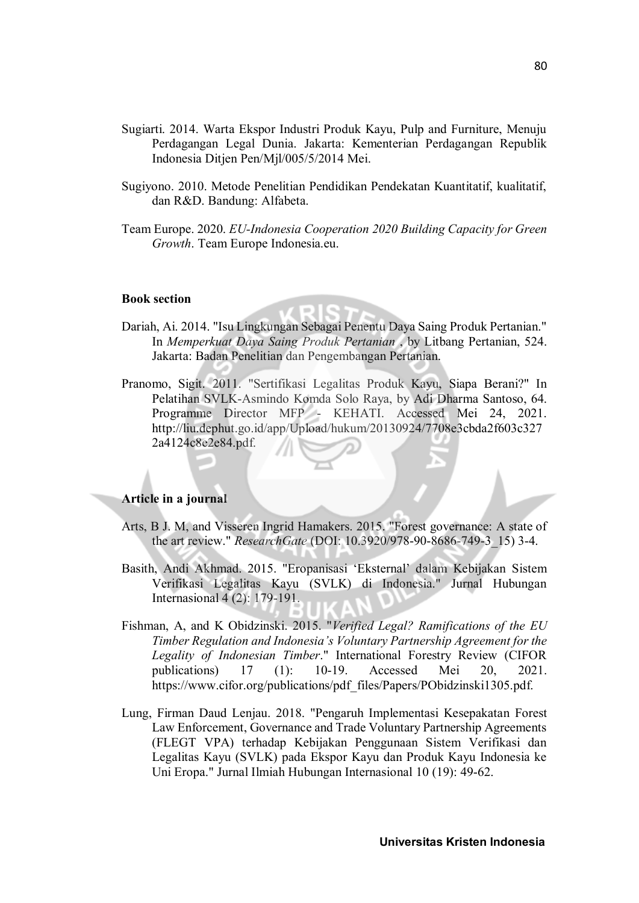Sugiarti. 2014. Warta Ekspor Industri Produk Kayu, Pulp and Furniture, Menuju Perdagangan Legal Dunia. Jakarta: Kementerian Perdagangan Republik Indonesia Ditjen Pen/Mjl/005/5/2014 Mei.

Sugiyono. 2010. Metode Penelitian Pendidikan Pendekatan Kuantitatif, kualitatif, dan R&D. Bandung: Alfabeta.

Team Europe. 2020. *EU-Indonesia Cooperation 2020 Building Capacity for Green Growth*. Team Europe Indonesia.eu.

**Book section**

Dariah, Ai. 2014. "Isu Lingkungan Sebagai Penentu Daya Saing Produk Pertanian." In *Memperkuat Daya Saing Produk Pertanian* , by Litbang Pertanian, 524. Jakarta: Badan Penelitian dan Pengembangan Pertanian.

Pranomo, Sigit. 2011. "Sertifikasi Legalitas Produk Kayu, Siapa Berani?" In Pelatihan SVLK-Asmindo Komda Solo Raya, by Adi Dharma Santoso, 64. Programme Director MFP - KEHATI. Accessed Mei 24, 2021. http://liu.dephut.go.id/app/Upload/hukum/20130924/7708e3cbda2f603c3272a4124c8e2e84.pdf.

**Article in a journal**

Arts, B J. M, and Visseren Ingrid Hamakers. 2015. "Forest governance: A state of the art review." *ResearchGate* (DOI: 10.3920/978-90-8686-749-3_15) 3-4.

Basith, Andi Akhmad. 2015. "Eropanisasi 'Eksternal' dalam Kebijakan Sistem Verifikasi Legalitas Kayu (SVLK) di Indonesia." Jurnal Hubungan Internasional 4 (2): 179-191.

Fishman, A, and K Obidzinski. 2015. "*Verified Legal? Ramifications of the EU Timber Regulation and Indonesia's Voluntary Partnership Agreement for the Legality of Indonesian Timber*." International Forestry Review (CIFOR publications) 17 (1): 10-19. Accessed Mei 20, 2021. https://www.cifor.org/publications/pdf_files/Papers/PObidzinski1305.pdf.

Lung, Firman Daud Lenjau. 2018. "Pengaruh Implementasi Kesepakatan Forest Law Enforcement, Governance and Trade Voluntary Partnership Agreements (FLEGT VPA) terhadap Kebijakan Penggunaan Sistem Verifikasi dan Legalitas Kayu (SVLK) pada Ekspor Kayu dan Produk Kayu Indonesia ke Uni Eropa." Jurnal Ilmiah Hubungan Internasional 10 (19): 49-62.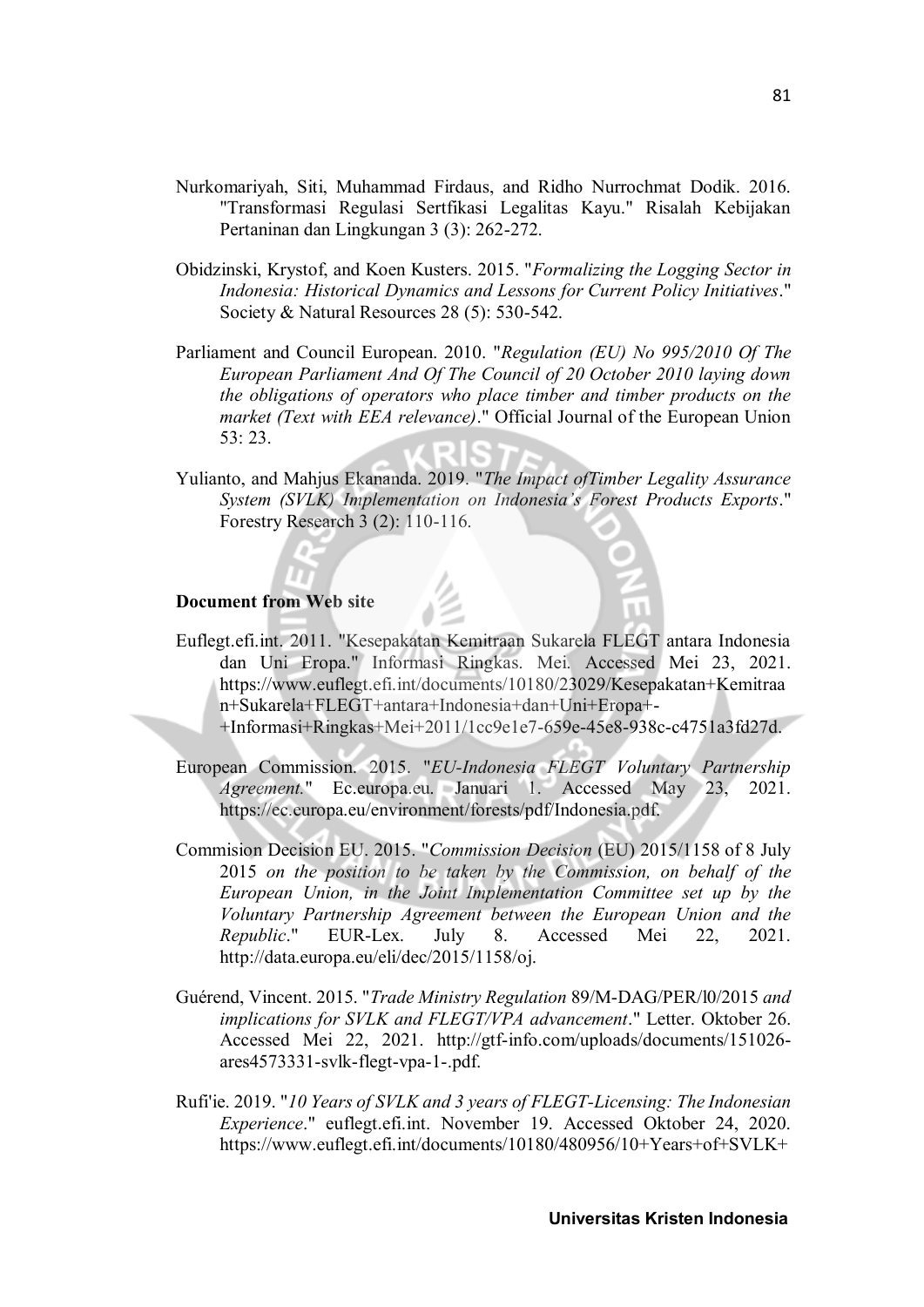Nurkomariyah, Siti, Muhammad Firdaus, and Ridho Nurrochmat Dodik. 2016. "Transformasi Regulasi Sertfikasi Legalitas Kayu." Risalah Kebijakan Pertaninan dan Lingkungan 3 (3): 262-272.

Obidzinski, Krystof, and Koen Kusters. 2015. "*Formalizing the Logging Sector in Indonesia: Historical Dynamics and Lessons for Current Policy Initiatives*." Society & Natural Resources 28 (5): 530-542.

Parliament and Council European. 2010. "*Regulation (EU) No 995/2010 Of The European Parliament And Of The Council of 20 October 2010 laying down the obligations of operators who place timber and timber products on the market (Text with EEA relevance)*." Official Journal of the European Union 53: 23.

Yulianto, and Mahjus Ekananda. 2019. "*The Impact ofTimber Legality Assurance System (SVLK) Implementation on Indonesia's Forest Products Exports*." Forestry Research 3 (2): 110-116.

**Document from Web site**

Euflegt.efi.int. 2011. "Kesepakatan Kemitraan Sukarela FLEGT antara Indonesia dan Uni Eropa." Informasi Ringkas. Mei. Accessed Mei 23, 2021. https://www.euflegt.efi.int/documents/10180/23029/Kesepakatan+Kemitraan+Sukarela+FLEGT+antara+Indonesia+dan+Uni+Eropa+-+Informasi+Ringkas+Mei+2011/1cc9e1e7-659e-45e8-938c-c4751a3fd27d.

European Commission. 2015. "*EU-Indonesia FLEGT Voluntary Partnership Agreement.*" Ec.europa.eu. Januari 1. Accessed May 23, 2021. https://ec.europa.eu/environment/forests/pdf/Indonesia.pdf.

Commision Decision EU. 2015. "*Commission Decision* (EU) 2015/1158 of 8 July 2015 *on the position to be taken by the Commission, on behalf of the European Union, in the Joint Implementation Committee set up by the Voluntary Partnership Agreement between the European Union and the Republic*." EUR-Lex. July 8. Accessed Mei 22, 2021. http://data.europa.eu/eli/dec/2015/1158/oj.

Guérend, Vincent. 2015. "*Trade Ministry Regulation* 89/M-DAG/PER/l0/2015 *and implications for SVLK and FLEGT/VPA advancement*." Letter. Oktober 26. Accessed Mei 22, 2021. http://gtf-info.com/uploads/documents/151026-ares4573331-svlk-flegt-vpa-1-.pdf.

Rufi'ie. 2019. "*10 Years of SVLK and 3 years of FLEGT-Licensing: The Indonesian Experience*." euflegt.efi.int. November 19. Accessed Oktober 24, 2020. https://www.euflegt.efi.int/documents/10180/480956/10+Years+of+SVLK+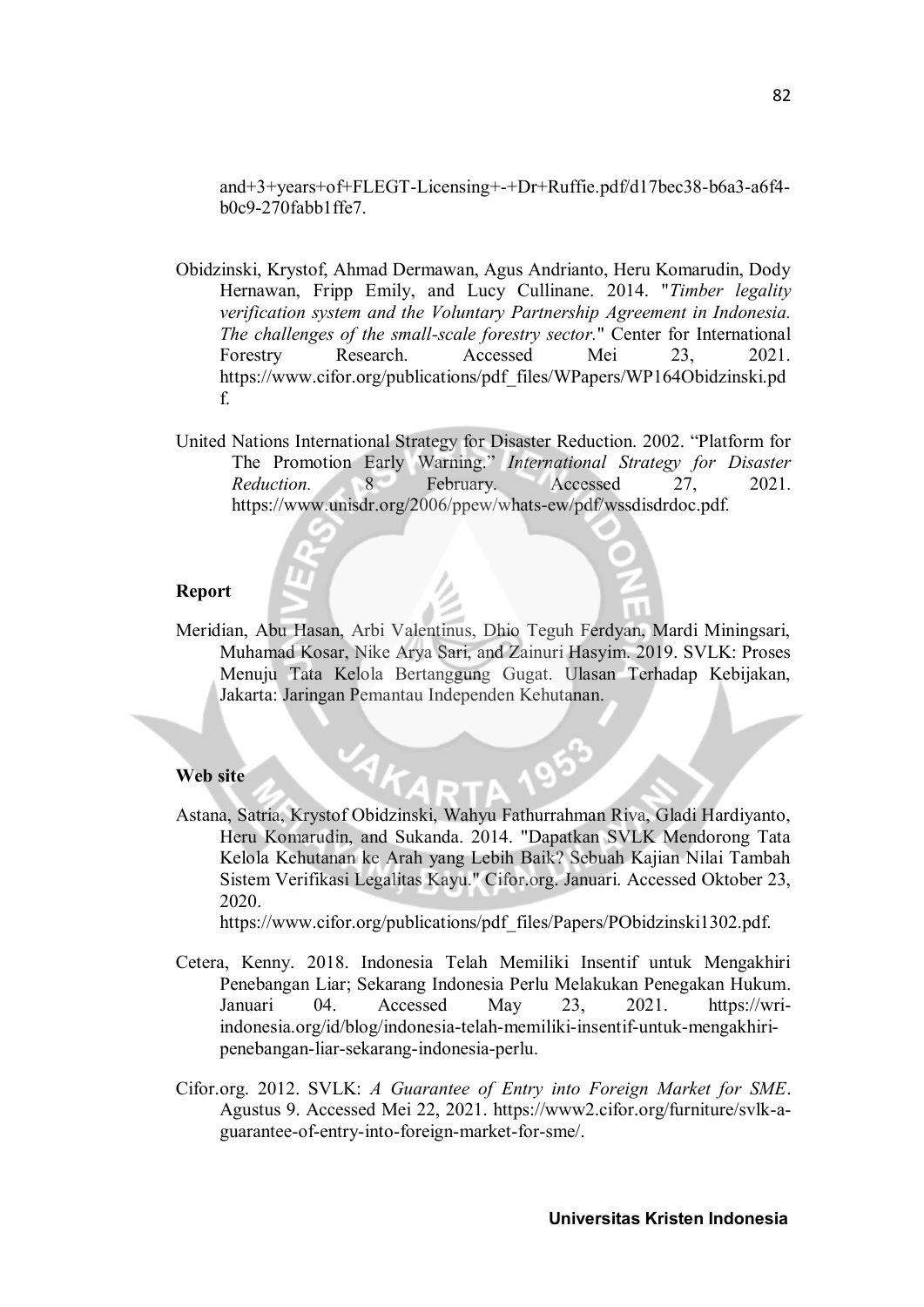and+3+years+of+FLEGT-Licensing+-+Dr+Ruffie.pdf/d17bec38-b6a3-a6f4-b0c9-270fabb1ffe7.

Obidzinski, Krystof, Ahmad Dermawan, Agus Andrianto, Heru Komarudin, Dody Hernawan, Fripp Emily, and Lucy Cullinane. 2014. "*Timber legality verification system and the Voluntary Partnership Agreement in Indonesia. The challenges of the small-scale forestry sector.*" Center for International Forestry Research. Accessed Mei 23, 2021. https://www.cifor.org/publications/pdf_files/WPapers/WP164Obidzinski.pdf.

United Nations International Strategy for Disaster Reduction. 2002. "Platform for The Promotion Early Warning." *International Strategy for Disaster Reduction.* 8 February. Accessed 27, 2021. https://www.unisdr.org/2006/ppew/whats-ew/pdf/wssdisdrdoc.pdf.

**Report**

Meridian, Abu Hasan, Arbi Valentinus, Dhio Teguh Ferdyan, Mardi Miningsari, Muhamad Kosar, Nike Arya Sari, and Zainuri Hasyim. 2019. SVLK: Proses Menuju Tata Kelola Bertanggung Gugat. Ulasan Terhadap Kebijakan, Jakarta: Jaringan Pemantau Independen Kehutanan.

**Web site**

Astana, Satria, Krystof Obidzinski, Wahyu Fathurrahman Riva, Gladi Hardiyanto, Heru Komarudin, and Sukanda. 2014. "Dapatkan SVLK Mendorong Tata Kelola Kehutanan ke Arah yang Lebih Baik? Sebuah Kajian Nilai Tambah Sistem Verifikasi Legalitas Kayu." Cifor.org. Januari. Accessed Oktober 23, 2020. https://www.cifor.org/publications/pdf_files/Papers/PObidzinski1302.pdf.

Cetera, Kenny. 2018. Indonesia Telah Memiliki Insentif untuk Mengakhiri Penebangan Liar; Sekarang Indonesia Perlu Melakukan Penegakan Hukum. Januari 04. Accessed May 23, 2021. https://wri-indonesia.org/id/blog/indonesia-telah-memiliki-insentif-untuk-mengakhiri-penebangan-liar-sekarang-indonesia-perlu.

Cifor.org. 2012. SVLK: *A Guarantee of Entry into Foreign Market for SME*. Agustus 9. Accessed Mei 22, 2021. https://www2.cifor.org/furniture/svlk-a-guarantee-of-entry-into-foreign-market-for-sme/.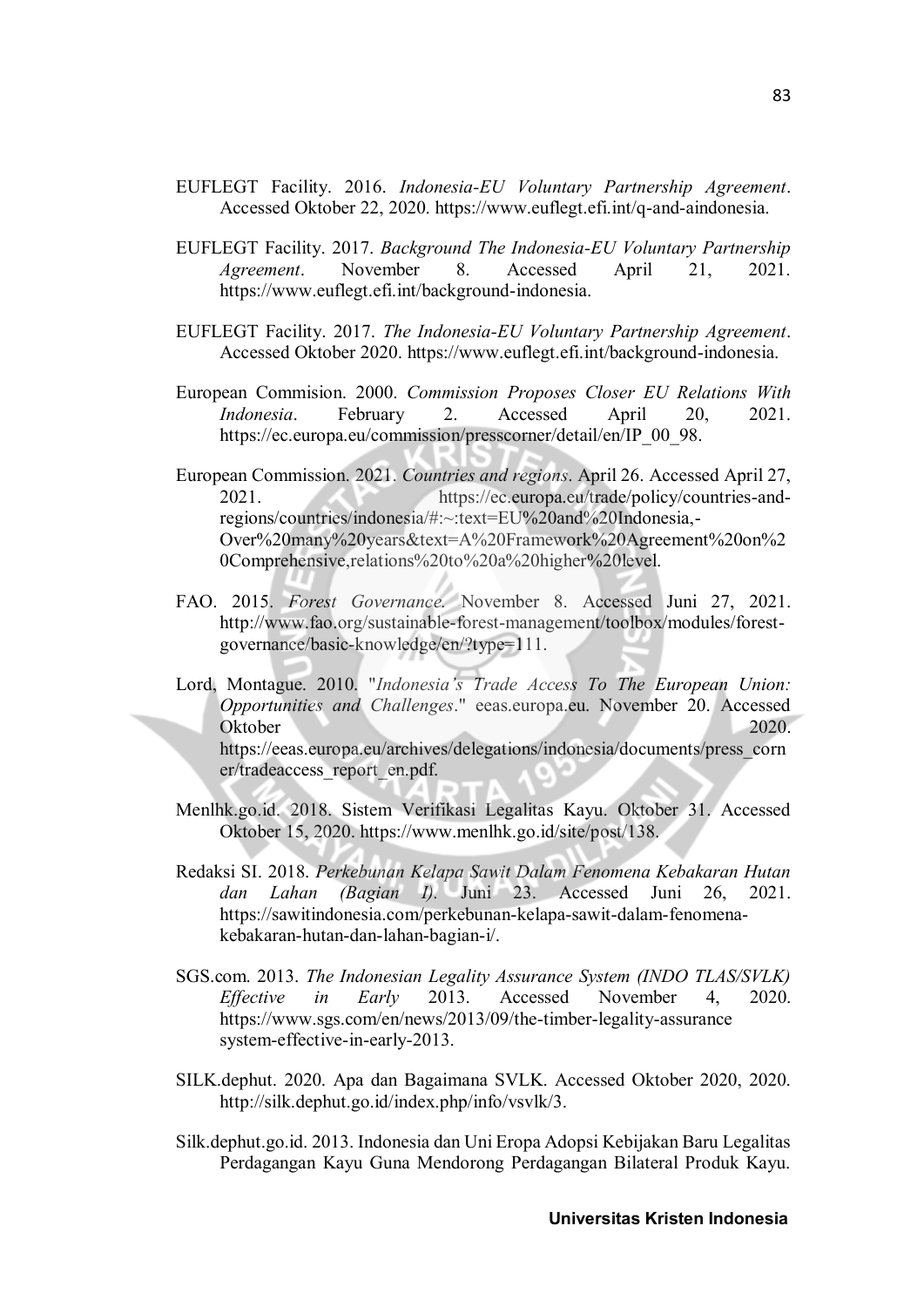EUFLEGT Facility. 2016. *Indonesia-EU Voluntary Partnership Agreement*. Accessed Oktober 22, 2020. https://www.euflegt.efi.int/q-and-aindonesia.

EUFLEGT Facility. 2017. *Background The Indonesia-EU Voluntary Partnership Agreement*. November 8. Accessed April 21, 2021. https://www.euflegt.efi.int/background-indonesia.

EUFLEGT Facility. 2017. *The Indonesia-EU Voluntary Partnership Agreement*. Accessed Oktober 2020. https://www.euflegt.efi.int/background-indonesia.

European Commision. 2000. *Commission Proposes Closer EU Relations With Indonesia*. February 2. Accessed April 20, 2021. https://ec.europa.eu/commission/presscorner/detail/en/IP_00_98.

European Commission. 2021. *Countries and regions*. April 26. Accessed April 27, 2021. https://ec.europa.eu/trade/policy/countries-and-regions/countries/indonesia/#:~:text=EU%20and%20Indonesia,-Over%20many%20years&text=A%20Framework%20Agreement%20on%20Comprehensive,relations%20to%20a%20higher%20level.

FAO. 2015. *Forest Governance.* November 8. Accessed Juni 27, 2021. http://www.fao.org/sustainable-forest-management/toolbox/modules/forest-governance/basic-knowledge/en/?type=111.

Lord, Montague. 2010. "*Indonesia's Trade Access To The European Union: Opportunities and Challenges*." eeas.europa.eu. November 20. Accessed Oktober 2020. https://eeas.europa.eu/archives/delegations/indonesia/documents/press_corner/tradeaccess_report_en.pdf.

Menlhk.go.id. 2018. Sistem Verifikasi Legalitas Kayu. Oktober 31. Accessed Oktober 15, 2020. https://www.menlhk.go.id/site/post/138.

Redaksi SI. 2018. *Perkebunan Kelapa Sawit Dalam Fenomena Kebakaran Hutan dan Lahan (Bagian I).* Juni 23. Accessed Juni 26, 2021. https://sawitindonesia.com/perkebunan-kelapa-sawit-dalam-fenomena-kebakaran-hutan-dan-lahan-bagian-i/.

SGS.com. 2013. *The Indonesian Legality Assurance System (INDO TLAS/SVLK) Effective in Early* 2013. Accessed November 4, 2020. https://www.sgs.com/en/news/2013/09/the-timber-legality-assurance system-effective-in-early-2013.

SILK.dephut. 2020. Apa dan Bagaimana SVLK. Accessed Oktober 2020, 2020. http://silk.dephut.go.id/index.php/info/vsvlk/3.

Silk.dephut.go.id. 2013. Indonesia dan Uni Eropa Adopsi Kebijakan Baru Legalitas Perdagangan Kayu Guna Mendorong Perdagangan Bilateral Produk Kayu.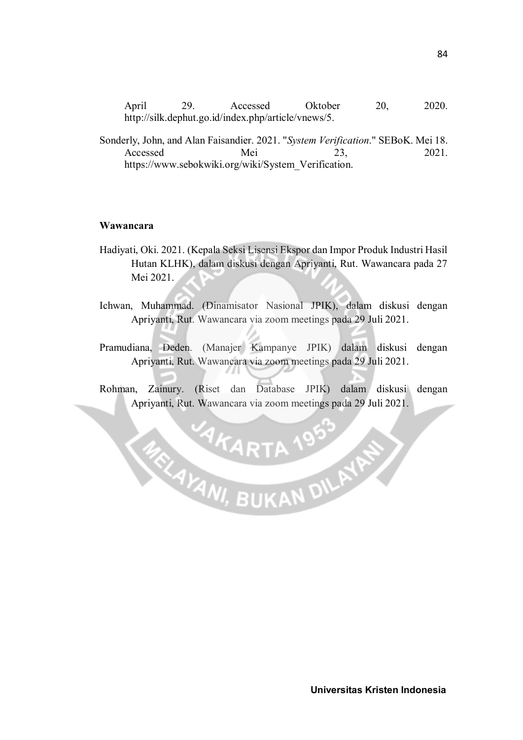April 29. Accessed Oktober 20, 2020. http://silk.dephut.go.id/index.php/article/vnews/5.

Sonderly, John, and Alan Faisandier. 2021. "*System Verification*." SEBoK. Mei 18. Accessed Mei 23, 2021. https://www.sebokwiki.org/wiki/System_Verification.

**Wawancara**

Hadiyati, Oki. 2021. (Kepala Seksi Lisensi Ekspor dan Impor Produk Industri Hasil Hutan KLHK), dalam diskusi dengan Apriyanti, Rut. Wawancara pada 27 Mei 2021.

Ichwan, Muhammad. (Dinamisator Nasional JPIK), dalam diskusi dengan Apriyanti, Rut. Wawancara via zoom meetings pada 29 Juli 2021.

Pramudiana, Deden. (Manajer Kampanye JPIK) dalam diskusi dengan Apriyanti, Rut. Wawancara via zoom meetings pada 29 Juli 2021.

Rohman, Zainury. (Riset dan Database JPIK) dalam diskusi dengan Apriyanti, Rut. Wawancara via zoom meetings pada 29 Juli 2021.